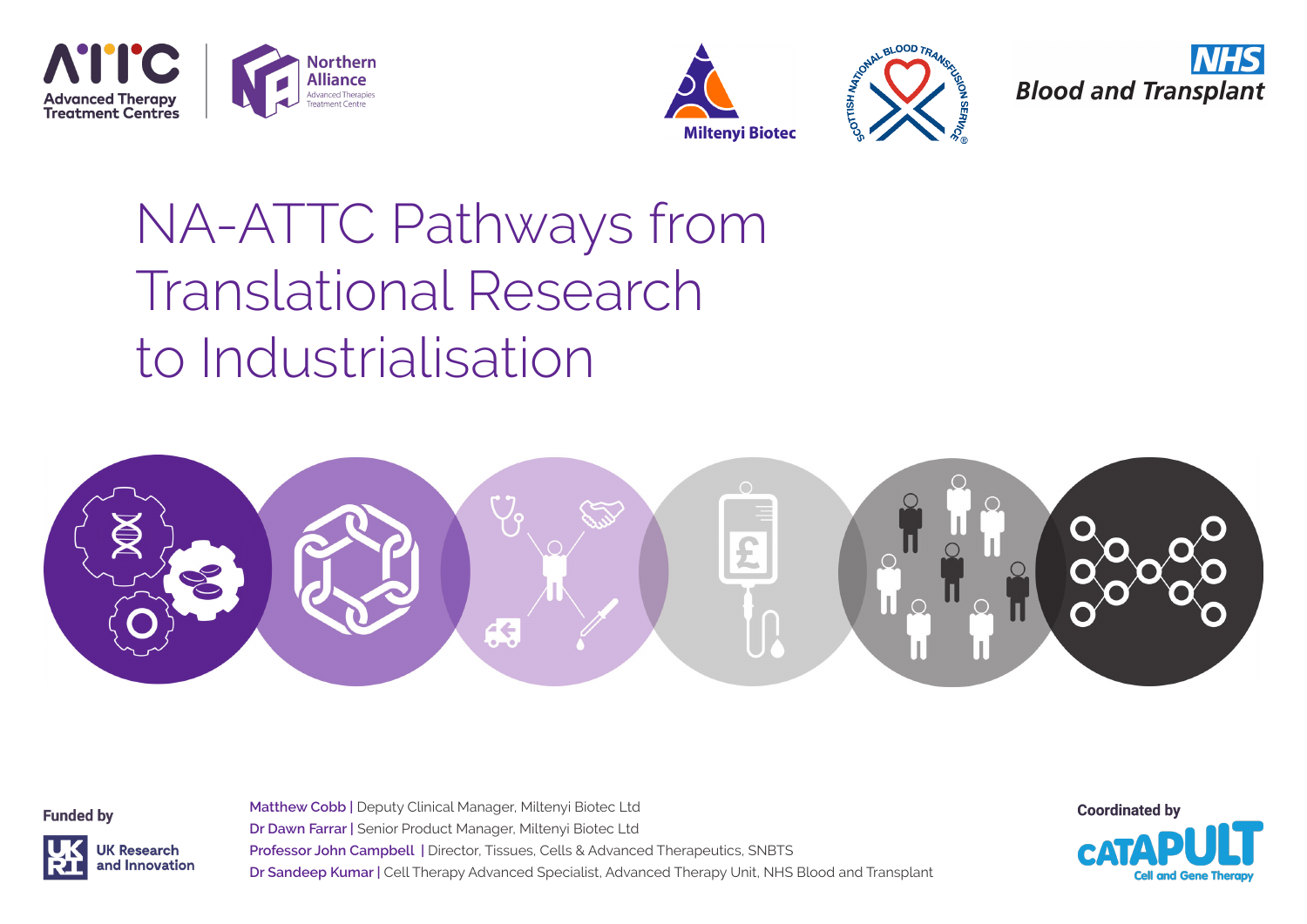# NA-ATTC Pathways from Translational Research to Industrialisation

Funded by

UK Research and Innovation

**Matthew Cobb** | Deputy Clinical Manager, Miltenyi Biotec Ltd
**Dr Dawn Farrar** | Senior Product Manager, Miltenyi Biotec Ltd
**Professor John Campbell** | Director, Tissues, Cells & Advanced Therapeutics, SNBTS
**Dr Sandeep Kumar** | Cell Therapy Advanced Specialist, Advanced Therapy Unit, NHS Blood and Transplant

Coordinated by

Catapult Cell and Gene Therapy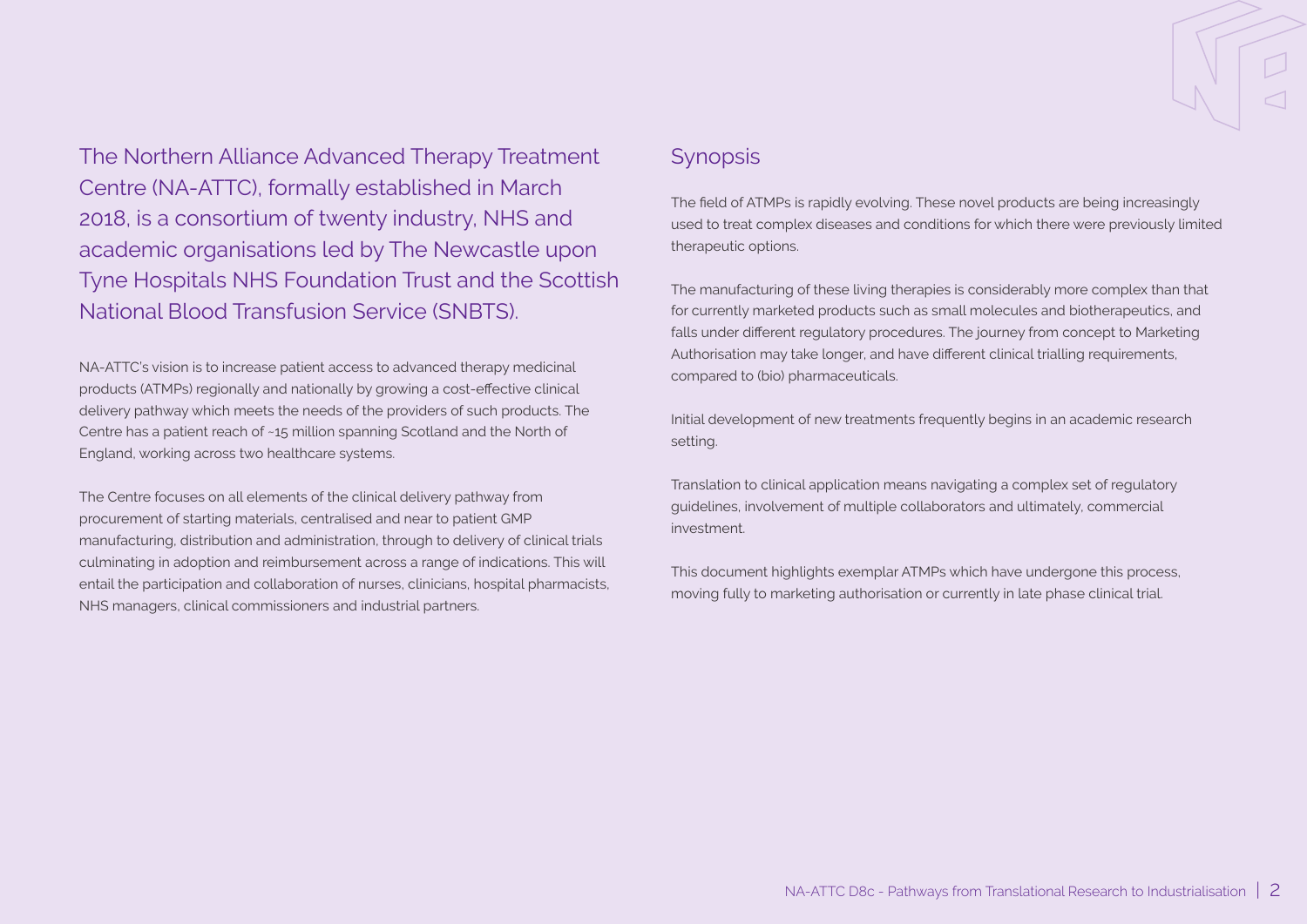The Northern Alliance Advanced Therapy Treatment Centre (NA-ATTC), formally established in March 2018, is a consortium of twenty industry, NHS and academic organisations led by The Newcastle upon Tyne Hospitals NHS Foundation Trust and the Scottish National Blood Transfusion Service (SNBTS).

NA-ATTC's vision is to increase patient access to advanced therapy medicinal products (ATMPs) regionally and nationally by growing a cost-effective clinical delivery pathway which meets the needs of the providers of such products. The Centre has a patient reach of ~15 million spanning Scotland and the North of England, working across two healthcare systems.

The Centre focuses on all elements of the clinical delivery pathway from procurement of starting materials, centralised and near to patient GMP manufacturing, distribution and administration, through to delivery of clinical trials culminating in adoption and reimbursement across a range of indications. This will entail the participation and collaboration of nurses, clinicians, hospital pharmacists, NHS managers, clinical commissioners and industrial partners.

## Synopsis

The field of ATMPs is rapidly evolving. These novel products are being increasingly used to treat complex diseases and conditions for which there were previously limited therapeutic options.

The manufacturing of these living therapies is considerably more complex than that for currently marketed products such as small molecules and biotherapeutics, and falls under different regulatory procedures. The journey from concept to Marketing Authorisation may take longer, and have different clinical trialling requirements, compared to (bio) pharmaceuticals.

Initial development of new treatments frequently begins in an academic research setting.

Translation to clinical application means navigating a complex set of regulatory guidelines, involvement of multiple collaborators and ultimately, commercial investment.

This document highlights exemplar ATMPs which have undergone this process, moving fully to marketing authorisation or currently in late phase clinical trial.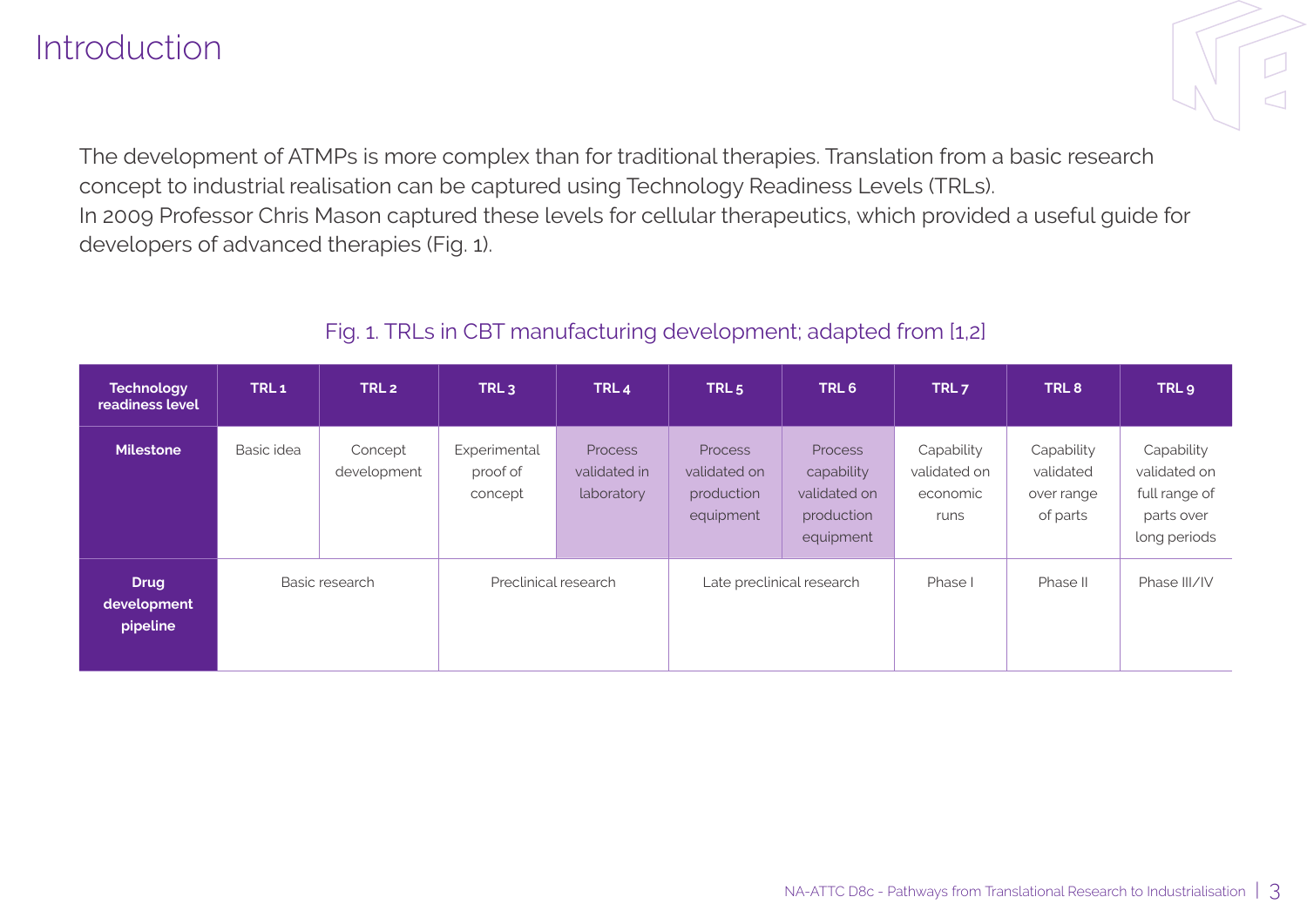# Introduction

The development of ATMPs is more complex than for traditional therapies. Translation from a basic research concept to industrial realisation can be captured using Technology Readiness Levels (TRLs).
In 2009 Professor Chris Mason captured these levels for cellular therapeutics, which provided a useful guide for developers of advanced therapies (Fig. 1).

Fig. 1. TRLs in CBT manufacturing development; adapted from [1,2]

| Technology readiness level | TRL 1 | TRL 2 | TRL 3 | TRL 4 | TRL 5 | TRL 6 | TRL 7 | TRL 8 | TRL 9 |
|---|---|---|---|---|---|---|---|---|---|
| **Milestone** | Basic idea | Concept development | Experimental proof of concept | Process validated in laboratory | Process validated on production equipment | Process capability validated on production equipment | Capability validated on economic runs | Capability validated over range of parts | Capability validated on full range of parts over long periods |
| **Drug development pipeline** | Basic research | | Preclinical research | | Late preclinical research | | Phase I | Phase II | Phase III/IV |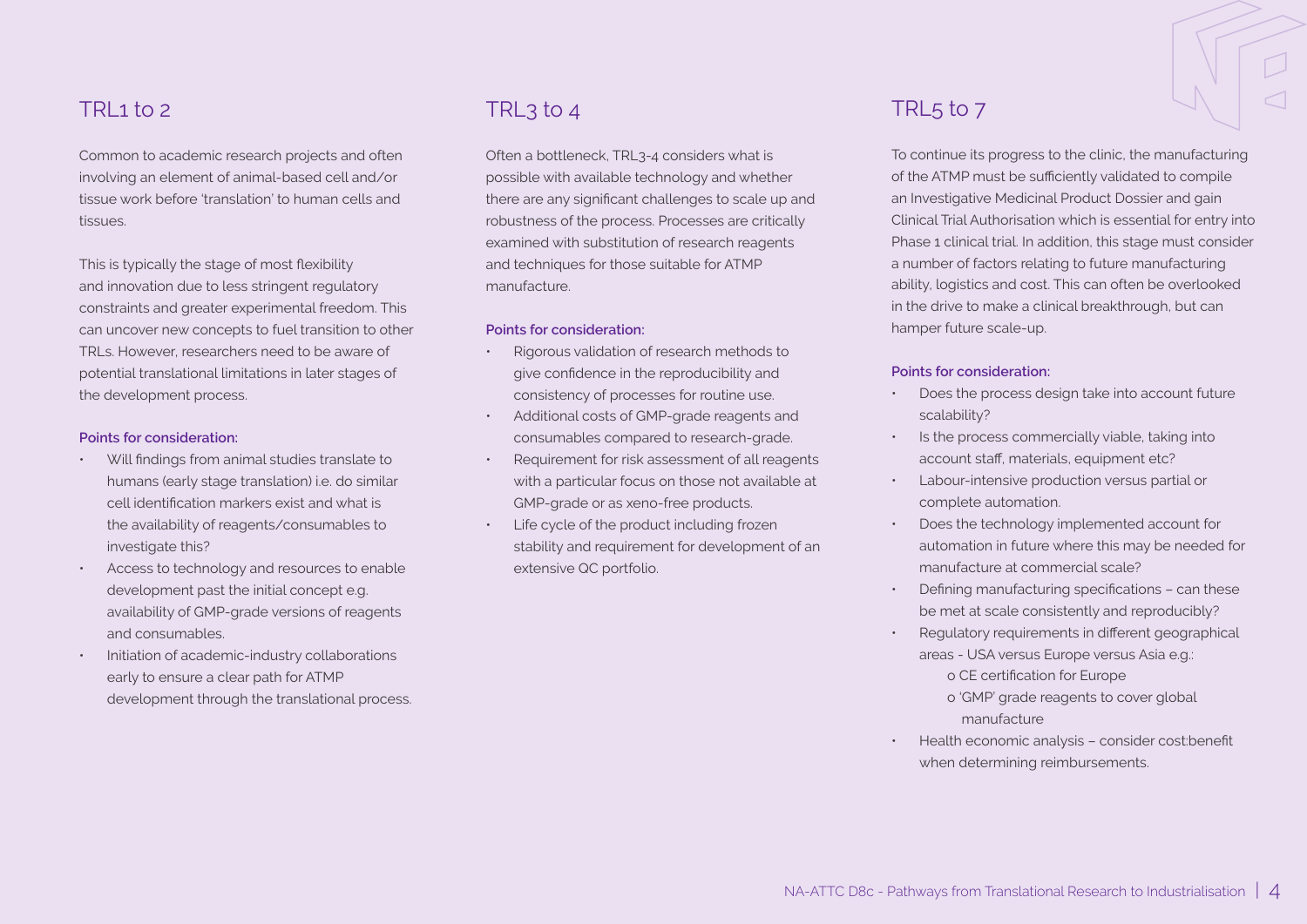## TRL1 to 2

Common to academic research projects and often involving an element of animal-based cell and/or tissue work before 'translation' to human cells and tissues.

This is typically the stage of most flexibility and innovation due to less stringent regulatory constraints and greater experimental freedom. This can uncover new concepts to fuel transition to other TRLs. However, researchers need to be aware of potential translational limitations in later stages of the development process.

**Points for consideration:**

- Will findings from animal studies translate to humans (early stage translation) i.e. do similar cell identification markers exist and what is the availability of reagents/consumables to investigate this?
- Access to technology and resources to enable development past the initial concept e.g. availability of GMP-grade versions of reagents and consumables.
- Initiation of academic-industry collaborations early to ensure a clear path for ATMP development through the translational process.

## TRL3 to 4

Often a bottleneck, TRL3-4 considers what is possible with available technology and whether there are any significant challenges to scale up and robustness of the process. Processes are critically examined with substitution of research reagents and techniques for those suitable for ATMP manufacture.

**Points for consideration:**

- Rigorous validation of research methods to give confidence in the reproducibility and consistency of processes for routine use.
- Additional costs of GMP-grade reagents and consumables compared to research-grade.
- Requirement for risk assessment of all reagents with a particular focus on those not available at GMP-grade or as xeno-free products.
- Life cycle of the product including frozen stability and requirement for development of an extensive QC portfolio.

## TRL5 to 7

To continue its progress to the clinic, the manufacturing of the ATMP must be sufficiently validated to compile an Investigative Medicinal Product Dossier and gain Clinical Trial Authorisation which is essential for entry into Phase 1 clinical trial. In addition, this stage must consider a number of factors relating to future manufacturing ability, logistics and cost. This can often be overlooked in the drive to make a clinical breakthrough, but can hamper future scale-up.

**Points for consideration:**

- Does the process design take into account future scalability?
- Is the process commercially viable, taking into account staff, materials, equipment etc?
- Labour-intensive production versus partial or complete automation.
- Does the technology implemented account for automation in future where this may be needed for manufacture at commercial scale?
- Defining manufacturing specifications – can these be met at scale consistently and reproducibly?
- Regulatory requirements in different geographical areas - USA versus Europe versus Asia e.g.:
  - CE certification for Europe
  - 'GMP' grade reagents to cover global manufacture
- Health economic analysis – consider cost:benefit when determining reimbursements.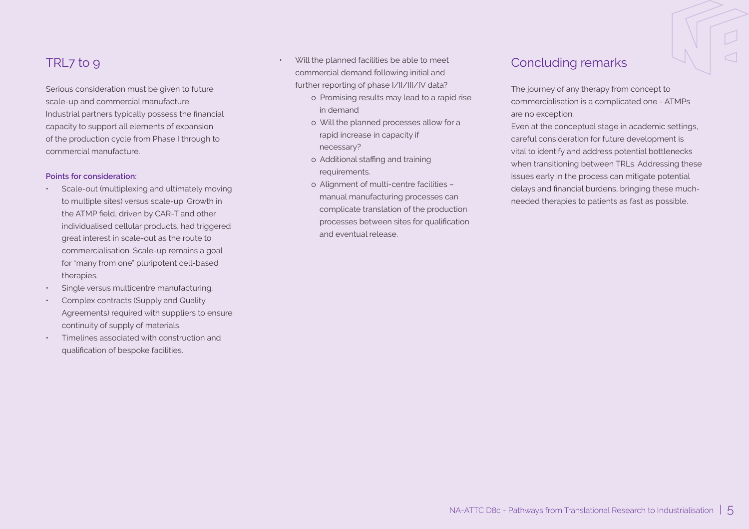## TRL7 to 9

Serious consideration must be given to future scale-up and commercial manufacture. Industrial partners typically possess the financial capacity to support all elements of expansion of the production cycle from Phase I through to commercial manufacture.

**Points for consideration:**

- Scale-out (multiplexing and ultimately moving to multiple sites) versus scale-up: Growth in the ATMP field, driven by CAR-T and other individualised cellular products, had triggered great interest in scale-out as the route to commercialisation. Scale-up remains a goal for "many from one" pluripotent cell-based therapies.
- Single versus multicentre manufacturing.
- Complex contracts (Supply and Quality Agreements) required with suppliers to ensure continuity of supply of materials.
- Timelines associated with construction and qualification of bespoke facilities.
- Will the planned facilities be able to meet commercial demand following initial and further reporting of phase I/II/III/IV data?
  - Promising results may lead to a rapid rise in demand
  - Will the planned processes allow for a rapid increase in capacity if necessary?
  - Additional staffing and training requirements.
  - Alignment of multi-centre facilities – manual manufacturing processes can complicate translation of the production processes between sites for qualification and eventual release.

## Concluding remarks

The journey of any therapy from concept to commercialisation is a complicated one - ATMPs are no exception.

Even at the conceptual stage in academic settings, careful consideration for future development is vital to identify and address potential bottlenecks when transitioning between TRLs. Addressing these issues early in the process can mitigate potential delays and financial burdens, bringing these much-needed therapies to patients as fast as possible.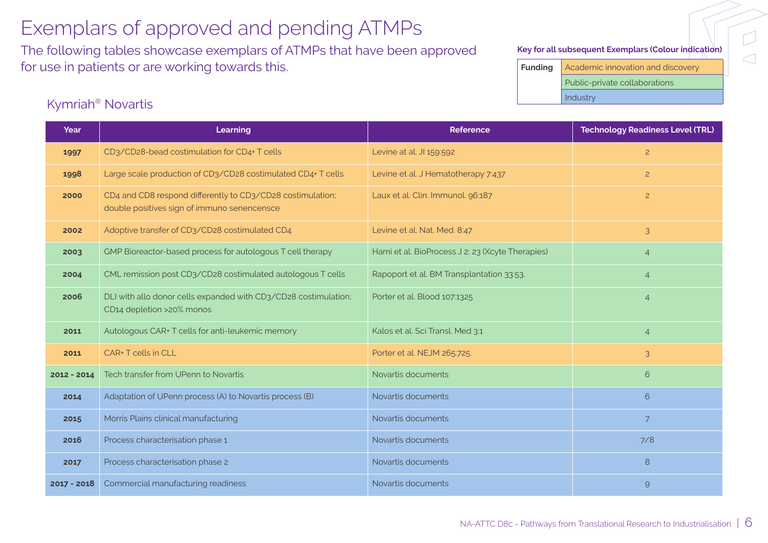# Exemplars of approved and pending ATMPs

The following tables showcase exemplars of ATMPs that have been approved for use in patients or are working towards this.

**Key for all subsequent Exemplars (Colour indication)**

| Funding | |
|---|---|
| | Academic innovation and discovery |
| | Public-private collaborations |
| | Industry |

## Kymriah® Novartis

| Year | Learning | Reference | Technology Readiness Level (TRL) |
|---|---|---|---|
| **1997** | CD3/CD28-bead costimulation for CD4+ T cells | Levine at al. JI 159:592 | 2 |
| **1998** | Large scale production of CD3/CD28 costimulated CD4+ T cells | Levine et al. J Hematotherapy 7:437 | 2 |
| **2000** | CD4 and CD8 respond differently to CD3/CD28 costimulation; double positives sign of immuno senencensce | Laux et al. Clin. Immunol. 96:187 | 2 |
| **2002** | Adoptive transfer of CD3/CD28 costimulated CD4 | Levine et al. Nat. Med. 8:47 | 3 |
| **2003** | GMP Bioreactor-based process for autologous T cell therapy | Hami et al. BioProcess J 2: 23 (Xcyte Therapies) | 4 |
| **2004** | CML remission post CD3/CD28 costimulated autologous T cells | Rapoport et al. BM Transplantation 33:53. | 4 |
| **2006** | DLI with allo donor cells expanded with CD3/CD28 costimulation; CD14 depletion >20% monos | Porter et al. Blood 107:1325 | 4 |
| **2011** | Autologous CAR+ T cells for anti-leukemic memory | Kalos et al. Sci Transl. Med 3:1 | 4 |
| **2011** | CAR+ T cells in CLL | Porter et al. NEJM 265:725. | 3 |
| **2012 - 2014** | Tech transfer from UPenn to Novartis | Novartis documents | 6 |
| **2014** | Adaptation of UPenn process (A) to Novartis process (B) | Novartis documents | 6 |
| **2015** | Morris Plains clinical manufacturing | Novartis documents | 7 |
| **2016** | Process characterisation phase 1 | Novartis documents | 7/8 |
| **2017** | Process characterisation phase 2 | Novartis documents | 8 |
| **2017 - 2018** | Commercial manufacturing readiness | Novartis documents | 9 |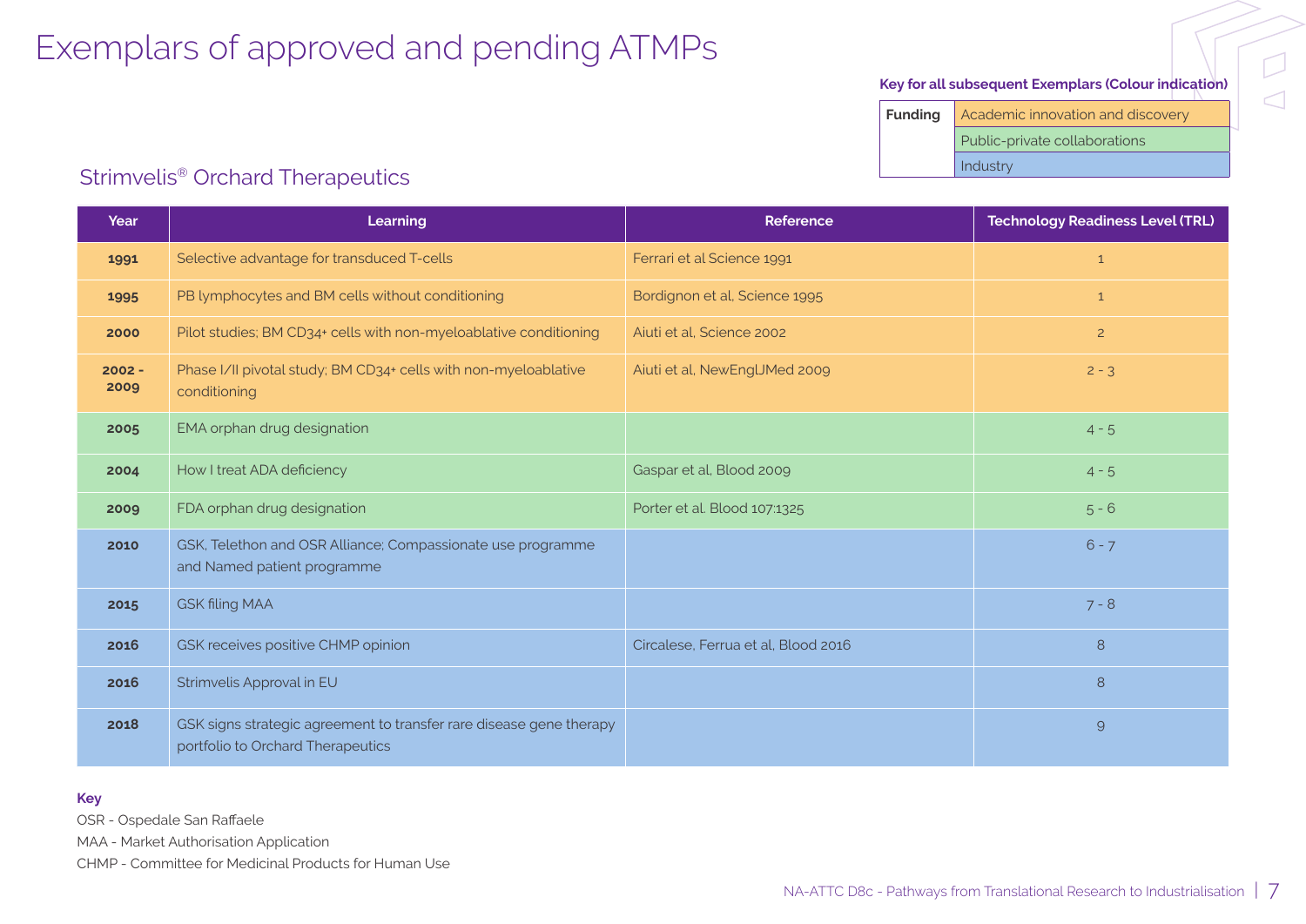# Exemplars of approved and pending ATMPs

**Key for all subsequent Exemplars (Colour indication)**

| Funding | |
|---|---|
| | Academic innovation and discovery |
| | Public-private collaborations |
| | Industry |

## Strimvelis® Orchard Therapeutics

| Year | Learning | Reference | Technology Readiness Level (TRL) |
|---|---|---|---|
| **1991** | Selective advantage for transduced T-cells | Ferrari et al Science 1991 | 1 |
| **1995** | PB lymphocytes and BM cells without conditioning | Bordignon et al, Science 1995 | 1 |
| **2000** | Pilot studies; BM CD34+ cells with non-myeloablative conditioning | Aiuti et al, Science 2002 | 2 |
| **2002 - 2009** | Phase I/II pivotal study; BM CD34+ cells with non-myeloablative conditioning | Aiuti et al, NewEnglJMed 2009 | 2 - 3 |
| **2005** | EMA orphan drug designation | | 4 - 5 |
| **2004** | How I treat ADA deficiency | Gaspar et al, Blood 2009 | 4 - 5 |
| **2009** | FDA orphan drug designation | Porter et al. Blood 107:1325 | 5 - 6 |
| **2010** | GSK, Telethon and OSR Alliance; Compassionate use programme and Named patient programme | | 6 - 7 |
| **2015** | GSK filing MAA | | 7 - 8 |
| **2016** | GSK receives positive CHMP opinion | Circalese, Ferrua et al, Blood 2016 | 8 |
| **2016** | Strimvelis Approval in EU | | 8 |
| **2018** | GSK signs strategic agreement to transfer rare disease gene therapy portfolio to Orchard Therapeutics | | 9 |

**Key**

OSR - Ospedale San Raffaele

MAA - Market Authorisation Application

CHMP - Committee for Medicinal Products for Human Use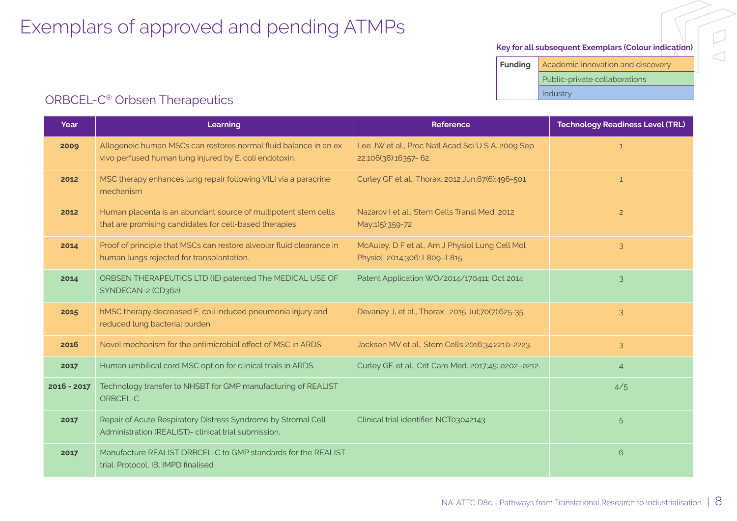# Exemplars of approved and pending ATMPs

**Key for all subsequent Exemplars (Colour indication)**

| Funding | |
|---|---|
| | Academic innovation and discovery |
| | Public-private collaborations |
| | Industry |

## ORBCEL-C® Orbsen Therapeutics

| Year | Learning | Reference | Technology Readiness Level (TRL) |
|---|---|---|---|
| **2009** | Allogeneic human MSCs can restores normal fluid balance in an ex vivo perfused human lung injured by E. coli endotoxin. | Lee JW et al., Proc Natl Acad Sci U S A. 2009 Sep 22;106(38):16357- 62. | 1 |
| **2012** | MSC therapy enhances lung repair following VILI via a paracrine mechanism | Curley GF et al., Thorax. 2012 Jun;67(6):496-501 | 1 |
| **2012** | Human placenta is an abundant source of multipotent stem cells that are promising candidates for cell-based therapies | Nazarov I et al., Stem Cells Transl Med. 2012 May;1(5):359-72 | 2 |
| **2014** | Proof of principle that MSCs can restore alveolar fluid clearance in human lungs rejected for transplantation. | McAuley, D F et al., Am J Physiol Lung Cell Mol Physiol. 2014;306: L809–L815. | 3 |
| **2014** | ORBSEN THERAPEUTICS LTD (IE) patented The MEDICAL USE OF SYNDECAN-2 (CD362) | Patent Application WO/2014/170411; Oct 2014 | 3 |
| **2015** | hMSC therapy decreased E. coli induced pneumonia injury and reduced lung bacterial burden | Devaney J, et al., Thorax . 2015 Jul;70(7):625-35. | 3 |
| **2016** | Novel mechanism for the antimicrobial effect of MSC in ARDS | Jackson MV et al., Stem Cells 2016;34:2210-2223. | 3 |
| **2017** | Human umbilical cord MSC option for clinical trials in ARDS. | Curley GF. et al., Crit Care Med. 2017;45: e202–e212. | 4 |
| **2016 - 2017** | Technology transfer to NHSBT for GMP manufacturing of REALIST ORBCEL-C | | 4/5 |
| **2017** | Repair of Acute Respiratory Distress Syndrome by Stromal Cell Administration (REALIST)- clinical trial submission. | Clinical trial identifier: NCT03042143 | 5 |
| **2017** | Manufacture REALIST ORBCEL-C to GMP standards for the REALIST trial. Protocol, IB, IMPD finalised | | 6 |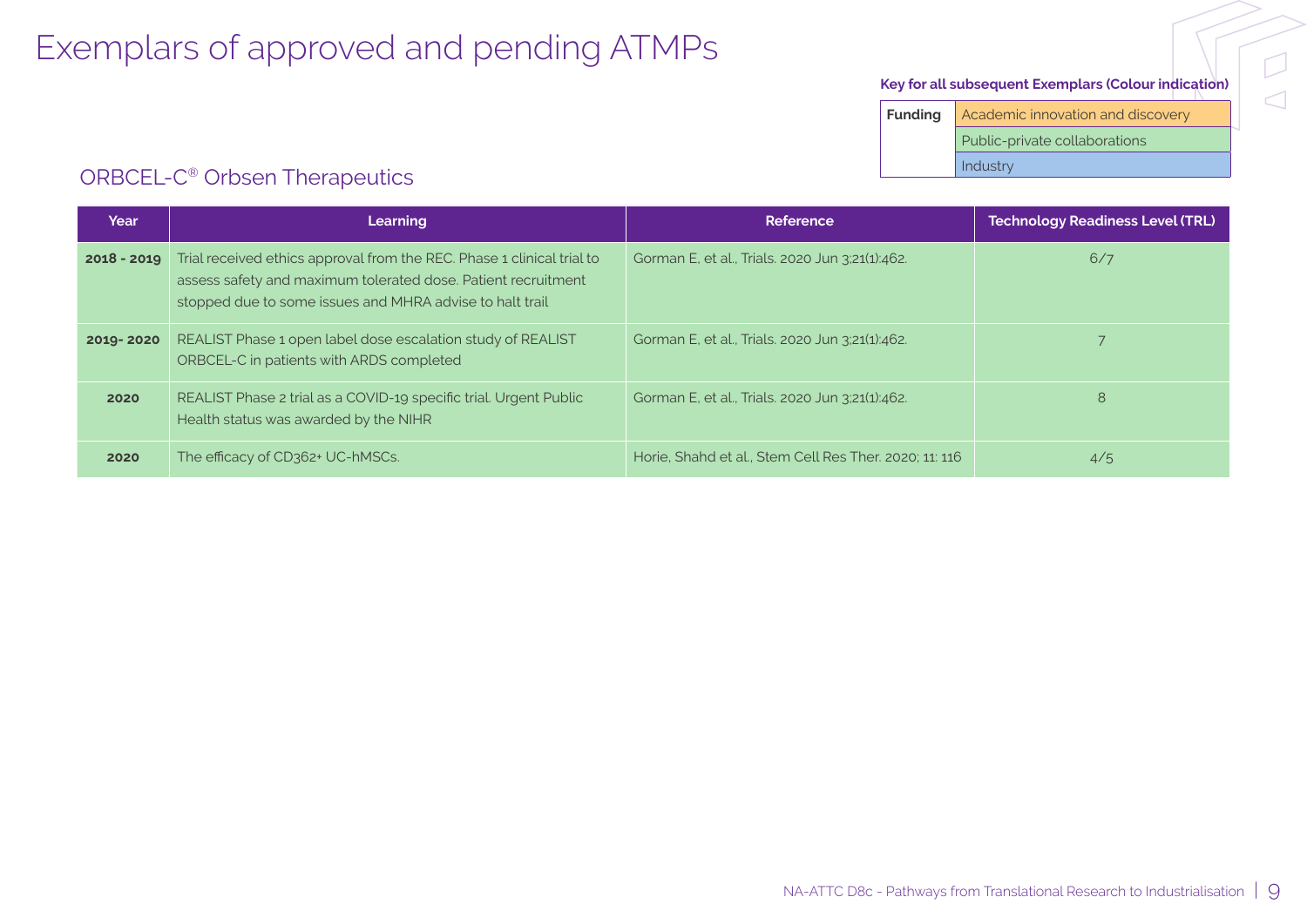# Exemplars of approved and pending ATMPs

**Key for all subsequent Exemplars (Colour indication)**

| Funding | |
|---|---|
| | Academic innovation and discovery |
| | Public-private collaborations |
| | Industry |

## ORBCEL-C® Orbsen Therapeutics

| Year | Learning | Reference | Technology Readiness Level (TRL) |
|---|---|---|---|
| **2018 - 2019** | Trial received ethics approval from the REC. Phase 1 clinical trial to assess safety and maximum tolerated dose. Patient recruitment stopped due to some issues and MHRA advise to halt trail | Gorman E, et al., Trials. 2020 Jun 3;21(1):462. | 6/7 |
| **2019- 2020** | REALIST Phase 1 open label dose escalation study of REALIST ORBCEL-C in patients with ARDS completed | Gorman E, et al., Trials. 2020 Jun 3;21(1):462. | 7 |
| **2020** | REALIST Phase 2 trial as a COVID-19 specific trial. Urgent Public Health status was awarded by the NIHR | Gorman E, et al., Trials. 2020 Jun 3;21(1):462. | 8 |
| **2020** | The efficacy of CD362+ UC-hMSCs. | Horie, Shahd et al., Stem Cell Res Ther. 2020; 11: 116 | 4/5 |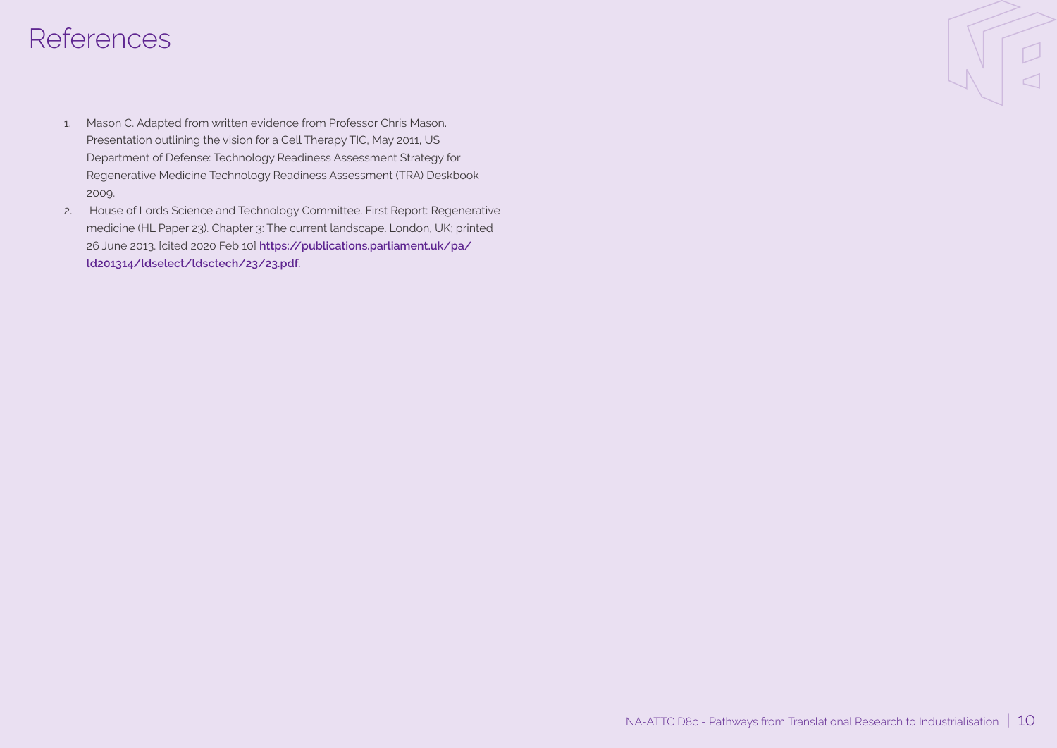# References

1. Mason C. Adapted from written evidence from Professor Chris Mason. Presentation outlining the vision for a Cell Therapy TIC, May 2011, US Department of Defense: Technology Readiness Assessment Strategy for Regenerative Medicine Technology Readiness Assessment (TRA) Deskbook 2009.
2. House of Lords Science and Technology Committee. First Report: Regenerative medicine (HL Paper 23). Chapter 3: The current landscape. London, UK; printed 26 June 2013. [cited 2020 Feb 10] **https://publications.parliament.uk/pa/ld201314/ldselect/ldsctech/23/23.pdf.**